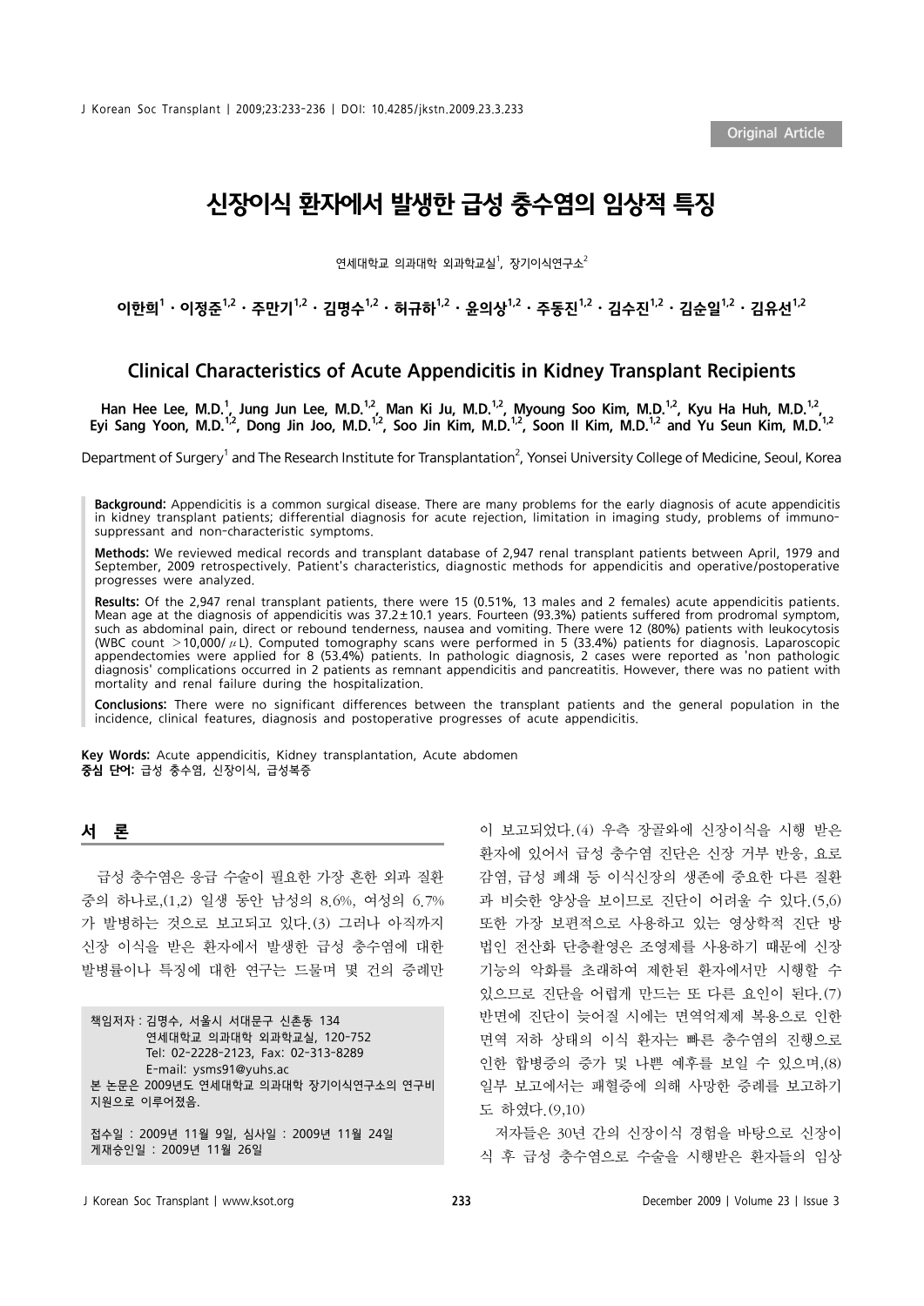Original Article

# 신장이식 환자에서 발생한 급성 충수염의 임상적 특징

연세대학교 의과대학 외과학교실[1], 장기이식연구소[2]

**이한희[1] · 이정준[1,2] · 주만기[1,2] · 김명수[1,2] · 허규하[1,2] · 윤의상[1,2] · 주동진[1,2] · 김수진[1,2] · 김순일[1,2] · 김유선[1,2]**

## Clinical Characteristics of Acute Appendicitis in Kidney Transplant Recipients

**Han Hee Lee, M.D.[1], Jung Jun Lee, M.D.[1,2], Man Ki Ju, M.D.[1,2], Myoung Soo Kim, M.D.[1,2], Kyu Ha Huh, M.D.[1,2], Eyi Sang Yoon, M.D.[1,2], Dong Jin Joo, M.D.[1,2], Soo Jin Kim, M.D.[1,2], Soon Il Kim, M.D.[1,2] and Yu Seun Kim, M.D.[1,2]**

Department of Surgery[1] and The Research Institute for Transplantation[2], Yonsei University College of Medicine, Seoul, Korea

**Background:** Appendicitis is a common surgical disease. There are many problems for the early diagnosis of acute appendicitis in kidney transplant patients; differential diagnosis for acute rejection, limitation in imaging study, problems of immunosuppressant and non-characteristic symptoms.

**Methods:** We reviewed medical records and transplant database of 2,947 renal transplant patients between April, 1979 and September, 2009 retrospectively. Patient's characteristics, diagnostic methods for appendicitis and operative/postoperative progresses were analyzed.

**Results:** Of the 2,947 renal transplant patients, there were 15 (0.51%, 13 males and 2 females) acute appendicitis patients. Mean age at the diagnosis of appendicitis was 37.2±10.1 years. Fourteen (93.3%) patients suffered from prodromal symptom, such as abdominal pain, direct or rebound tenderness, nausea and vomiting. There were 12 (80%) patients with leukocytosis (WBC count >10,000/$\mu$L). Computed tomography scans were performed in 5 (33.4%) patients for diagnosis. Laparoscopic appendectomies were applied for 8 (53.4%) patients. In pathologic diagnosis, 2 cases were reported as 'non pathologic diagnosis' complications occurred in 2 patients as remnant appendicitis and pancreatitis. However, there was no patient with mortality and renal failure during the hospitalization.

**Conclusions:** There were no significant differences between the transplant patients and the general population in the incidence, clinical features, diagnosis and postoperative progresses of acute appendicitis.

**Key Words:** Acute appendicitis, Kidney transplantation, Acute abdomen
**중심 단어:** 급성 충수염, 신장이식, 급성복증

## 서 론

급성 충수염은 응급 수술이 필요한 가장 흔한 외과 질환 중의 하나로,(1,2) 일생 동안 남성의 8.6%, 여성의 6.7%가 발병하는 것으로 보고되고 있다.(3) 그러나 아직까지 신장 이식을 받은 환자에서 발생한 급성 충수염에 대한 발병률이나 특징에 대한 연구는 드물며 몇 건의 증례만 이 보고되었다.(4) 우측 장골와에 신장이식을 시행 받은 환자에 있어서 급성 충수염 진단은 신장 거부 반응, 요로 감염, 급성 폐쇄 등 이식신장의 생존에 중요한 다른 질환과 비슷한 양상을 보이므로 진단이 어려울 수 있다.(5,6) 또한 가장 보편적으로 사용하고 있는 영상학적 진단 방법인 전산화 단층촬영은 조영제를 사용하기 때문에 신장 기능의 악화를 초래하여 제한된 환자에서만 시행할 수 있으므로 진단을 어렵게 만드는 또 다른 요인이 된다.(7) 반면에 진단이 늦어질 시에는 면역억제제 복용으로 인한 면역 저하 상태의 이식 환자는 빠른 충수염의 진행으로 인한 합병증의 증가 및 나쁜 예후를 보일 수 있으며,(8) 일부 보고에서는 패혈증에 의해 사망한 증례를 보고하기도 하였다.(9,10)

저자들은 30년 간의 신장이식 경험을 바탕으로 신장이식 후 급성 충수염으로 수술을 시행받은 환자들의 임상

책임저자 : 김명수, 서울시 서대문구 신촌동 134
연세대학교 의과대학 외과학교실, 120-752
Tel: 02-2228-2123, Fax: 02-313-8289
E-mail: ysms91@yuhs.ac
본 논문은 2009년도 연세대학교 의과대학 장기이식연구소의 연구비 지원으로 이루어졌음.

접수일 : 2009년 11월 9일, 심사일 : 2009년 11월 24일
게재승인일 : 2009년 11월 26일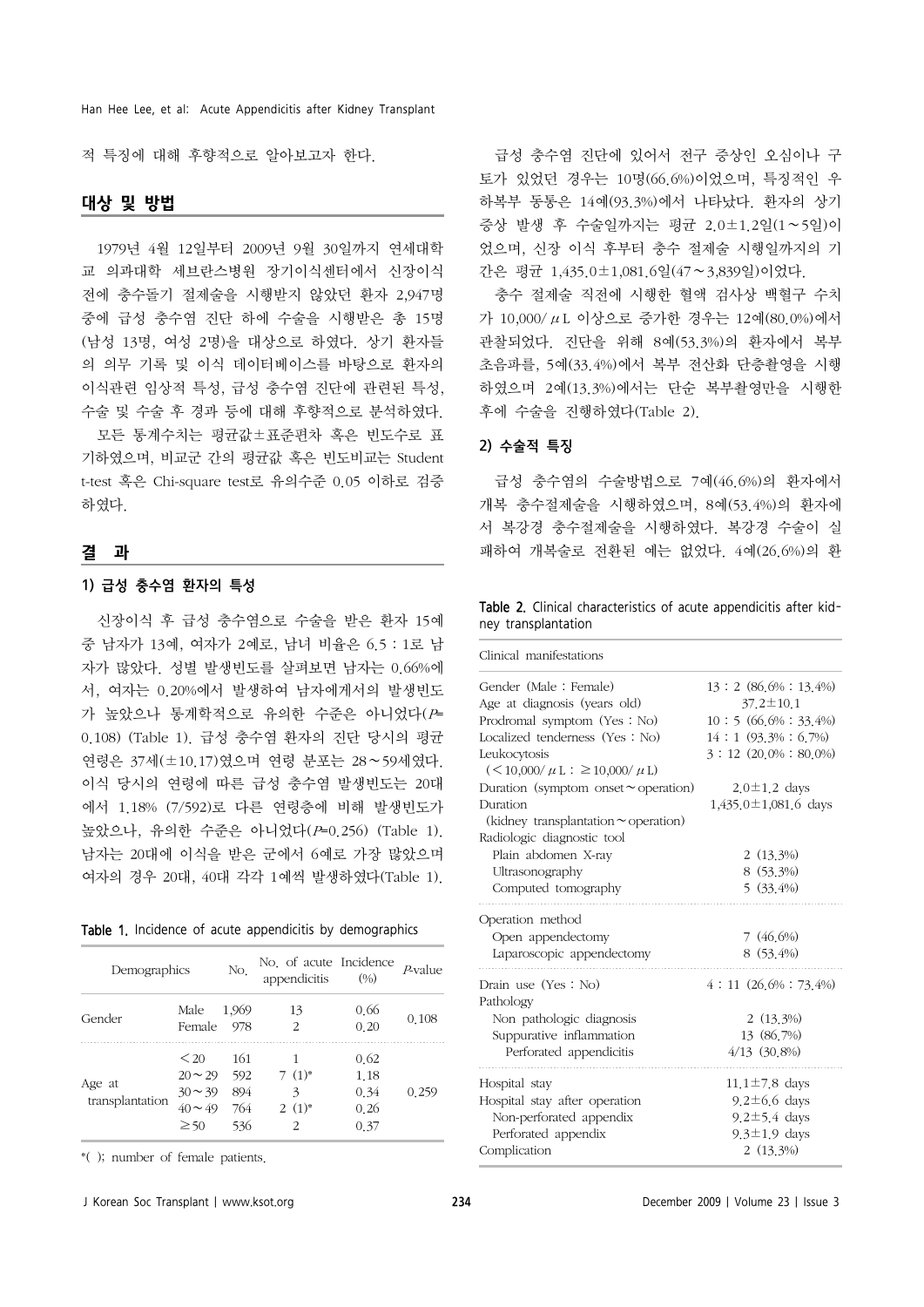적 특징에 대해 후향적으로 알아보고자 한다.

## 대상 및 방법

1979년 4월 12일부터 2009년 9월 30일까지 연세대학교 의과대학 세브란스병원 장기이식센터에서 신장이식 전에 충수돌기 절제술을 시행받지 않았던 환자 2,947명 중에 급성 충수염 진단 하에 수술을 시행받은 총 15명(남성 13명, 여성 2명)을 대상으로 하였다. 상기 환자들의 의무 기록 및 이식 데이터베이스를 바탕으로 환자의 이식관련 임상적 특성, 급성 충수염 진단에 관련된 특성, 수술 및 수술 후 경과 등에 대해 후향적으로 분석하였다.

모든 통계수치는 평균값±표준편차 혹은 빈도수로 표기하였으며, 비교군 간의 평균값 혹은 빈도비교는 Student t-test 혹은 Chi-square test로 유의수준 0.05 이하로 검증하였다.

## 결 과

### 1) 급성 충수염 환자의 특성

신장이식 후 급성 충수염으로 수술을 받은 환자 15예 중 남자가 13예, 여자가 2예로, 남녀 비율은 6.5 : 1로 남자가 많았다. 성별 발생빈도를 살펴보면 남자는 0.66%에서, 여자는 0.20%에서 발생하여 남자에게서의 발생빈도가 높았으나 통계학적으로 유의한 수준은 아니었다($P$=0.108) (Table 1). 급성 충수염 환자의 진단 당시의 평균 연령은 37세(±10.17)였으며 연령 분포는 28∼59세였다. 이식 당시의 연령에 따른 급성 충수염 발생빈도는 20대에서 1.18% (7/592)로 다른 연령층에 비해 발생빈도가 높았으나, 유의한 수준은 아니었다($P$=0.256) (Table 1). 남자는 20대에 이식을 받은 군에서 6예로 가장 많았으며 여자의 경우 20대, 40대 각각 1예씩 발생하였다(Table 1).

**Table 1.** Incidence of acute appendicitis by demographics

| Demographics | | No. | No. of acute appendicitis | Incidence (%) | $P$-value |
|---|---|---|---|---|---|
| Gender | Male | 1,969 | 13 | 0.66 | 0.108 |
| | Female | 978 | 2 | 0.20 | |
| Age at transplantation | <20 | 161 | 1 | 0.62 | 0.259 |
| | 20∼29 | 592 | 7 (1)* | 1.18 | |
| | 30∼39 | 894 | 3 | 0.34 | |
| | 40∼49 | 764 | 2 (1)* | 0.26 | |
| | ≥50 | 536 | 2 | 0.37 | |

*( ); number of female patients.

급성 충수염 진단에 있어서 전구 증상인 오심이나 구토가 있었던 경우는 10명(66.6%)이었으며, 특징적인 우하복부 동통은 14예(93.3%)에서 나타났다. 환자의 상기 증상 발생 후 수술일까지는 평균 2.0±1.2일(1∼5일)이었으며, 신장 이식 후부터 충수 절제술 시행일까지의 기간은 평균 1,435.0±1,081.6일(47∼3,839일)이었다.

충수 절제술 직전에 시행한 혈액 검사상 백혈구 수치가 10,000/μL 이상으로 증가한 경우는 12예(80.0%)에서 관찰되었다. 진단을 위해 8예(53.3%)의 환자에서 복부 초음파를, 5예(33.4%)에서 복부 전산화 단층촬영을 시행하였으며 2예(13.3%)에서는 단순 복부촬영만을 시행한 후에 수술을 진행하였다(Table 2).

### 2) 수술적 특징

급성 충수염의 수술방법으로 7예(46.6%)의 환자에서 개복 충수절제술을 시행하였으며, 8예(53.4%)의 환자에서 복강경 충수절제술을 시행하였다. 복강경 수술이 실패하여 개복술로 전환된 예는 없었다. 4예(26.6%)의 환

**Table 2.** Clinical characteristics of acute appendicitis after kidney transplantation

| Clinical manifestations | |
|---|---|
| Gender (Male : Female) | 13 : 2 (86.6% : 13.4%) |
| Age at diagnosis (years old) | 37.2±10.1 |
| Prodromal symptom (Yes : No) | 10 : 5 (66.6% : 33.4%) |
| Localized tenderness (Yes : No) | 14 : 1 (93.3% : 6.7%) |
| Leukocytosis (<10,000/μL : ≥10,000/μL) | 3 : 12 (20.0% : 80.0%) |
| Duration (symptom onset∼operation) | 2.0±1.2 days |
| Duration (kidney transplantation∼operation) | 1,435.0±1,081.6 days |
| Radiologic diagnostic tool | |
| Plain abdomen X-ray | 2 (13.3%) |
| Ultrasonography | 8 (53.3%) |
| Computed tomography | 5 (33.4%) |
| Operation method | |
| Open appendectomy | 7 (46.6%) |
| Laparoscopic appendectomy | 8 (53.4%) |
| Drain use (Yes : No) | 4 : 11 (26.6% : 73.4%) |
| Pathology | |
| Non pathologic diagnosis | 2 (13.3%) |
| Suppurative inflammation | 13 (86.7%) |
| Perforated appendicitis | 4/13 (30.8%) |
| Hospital stay | 11.1±7.8 days |
| Hospital stay after operation | 9.2±6.6 days |
| Non-perforated appendix | 9.2±5.4 days |
| Perforated appendix | 9.3±1.9 days |
| Complication | 2 (13.3%) |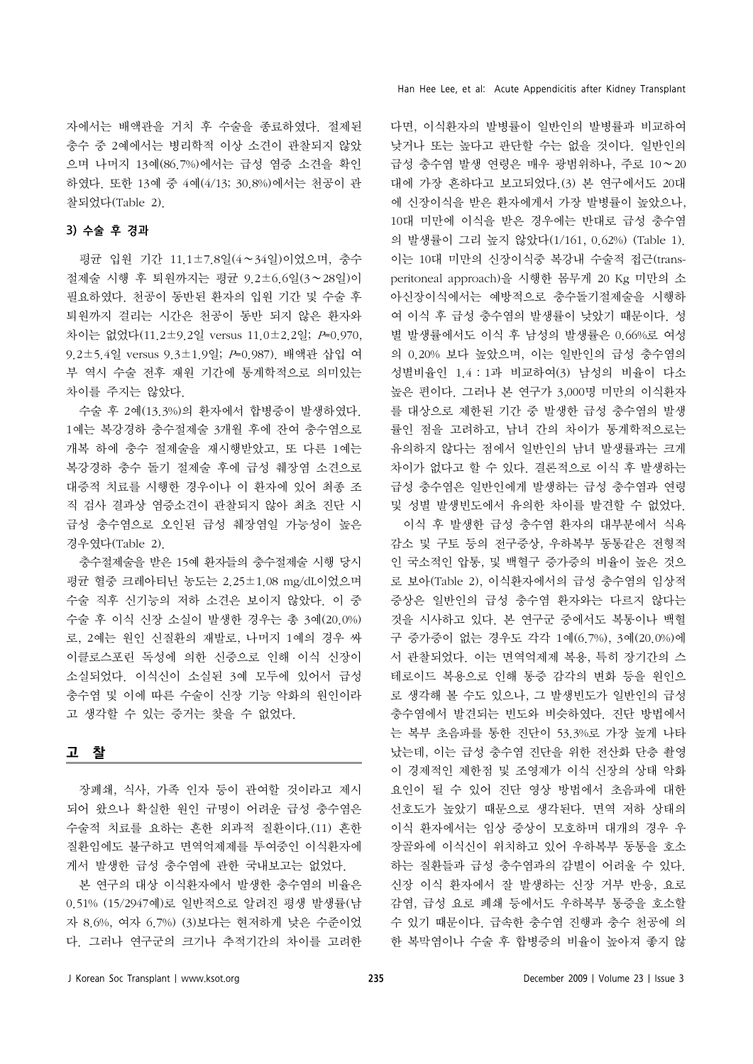자에서는 배액관을 거치 후 수술을 종료하였다. 절제된 충수 중 2예에서는 병리학적 이상 소견이 관찰되지 않았으며 나머지 13예(86.7%)에서는 급성 염증 소견을 확인하였다. 또한 13예 중 4예(4/13; 30.8%)에서는 천공이 관찰되었다(Table 2).

### 3) 수술 후 경과

평균 입원 기간 11.1±7.8일(4∼34일)이었으며, 충수절제술 시행 후 퇴원까지는 평균 9.2±6.6일(3∼28일)이 필요하였다. 천공이 동반된 환자의 입원 기간 및 수술 후 퇴원까지 걸리는 시간은 천공이 동반 되지 않은 환자와 차이는 없었다(11.2±9.2일 versus 11.0±2.2일; $P=0.970$, 9.2±5.4일 versus 9.3±1.9일; $P=0.987$). 배액관 삽입 여부 역시 수술 전후 재원 기간에 통계학적으로 의미있는 차이를 주지는 않았다.

수술 후 2예(13.3%)의 환자에서 합병증이 발생하였다. 1예는 복강경하 충수절제술 3개월 후에 잔여 충수염으로 개복 하에 충수 절제술을 재시행받았고, 또 다른 1예는 복강경하 충수 돌기 절제술 후에 급성 췌장염 소견으로 대증적 치료를 시행한 경우이나 이 환자에 있어 최종 조직 검사 결과상 염증소견이 관찰되지 않아 최초 진단 시 급성 충수염으로 오인된 급성 췌장염일 가능성이 높은 경우였다(Table 2).

충수절제술을 받은 15예 환자들의 충수절제술 시행 당시 평균 혈중 크레아티닌 농도는 2.25±1.08 mg/dL이었으며 수술 직후 신기능의 저하 소견은 보이지 않았다. 이 중 수술 후 이식 신장 소실이 발생한 경우는 총 3예(20.0%)로, 2예는 원인 신질환의 재발로, 나머지 1예의 경우 싸이클로스포린 독성에 의한 신증으로 인해 이식 신장이 소실되었다. 이식신이 소실된 3예 모두에 있어서 급성 충수염 및 이에 따른 수술이 신장 기능 악화의 원인이라고 생각할 수 있는 증거는 찾을 수 없었다.

## 고 찰

장폐쇄, 식사, 가족 인자 등이 관여할 것이라고 제시되어 왔으나 확실한 원인 규명이 어려운 급성 충수염은 수술적 치료를 요하는 흔한 외과적 질환이다.(11) 흔한 질환임에도 불구하고 면역억제제를 투여중인 이식환자에게서 발생한 급성 충수염에 관한 국내보고는 없었다.

본 연구의 대상 이식환자에서 발생한 충수염의 비율은 0.51% (15/2947예)로 일반적으로 알려진 평생 발생률(남자 8.6%, 여자 6.7%) (3)보다는 현저하게 낮은 수준이었다. 그러나 연구군의 크기나 추적기간의 차이를 고려한다면, 이식환자의 발병률이 일반인의 발병률과 비교하여 낮거나 또는 높다고 판단할 수는 없을 것이다. 일반인의 급성 충수염 발생 연령은 매우 광범위하나, 주로 10∼20대에 가장 흔하다고 보고되었다.(3) 본 연구에서도 20대에 신장이식을 받은 환자에게서 가장 발병률이 높았으나, 10대 미만에 이식을 받은 경우에는 반대로 급성 충수염의 발생률이 그리 높지 않았다(1/161, 0.62%) (Table 1). 이는 10대 미만의 신장이식중 복강내 수술적 접근(transperitoneal approach)을 시행한 몸무게 20 Kg 미만의 소아신장이식에서는 예방적으로 충수돌기절제술을 시행하여 이식 후 급성 충수염의 발생률이 낮았기 때문이다. 성별 발생률에서도 이식 후 남성의 발생률은 0.66%로 여성의 0.20% 보다 높았으며, 이는 일반인의 급성 충수염의 성별비율인 1.4 : 1과 비교하여(3) 남성의 비율이 다소 높은 편이다. 그러나 본 연구가 3,000명 미만의 이식환자를 대상으로 제한된 기간 중 발생한 급성 충수염의 발생률인 점을 고려하고, 남녀 간의 차이가 통계학적으로는 유의하지 않다는 점에서 일반인의 남녀 발생률과는 크게 차이가 없었다고 할 수 있다. 결론적으로 이식 후 발생하는 급성 충수염은 일반인에게 발생하는 급성 충수염과 연령 및 성별 발생빈도에서 유의한 차이를 발견할 수 없었다.

이식 후 발생한 급성 충수염 환자의 대부분에서 식욕감소 및 구토 등의 전구증상, 우하복부 동통같은 전형적인 국소적인 압통, 및 백혈구 증가증의 비율이 높은 것으로 보아(Table 2), 이식환자에서의 급성 충수염의 임상적 증상은 일반인의 급성 충수염 환자와는 다르지 않다는 것을 시사하고 있다. 본 연구군 중에서도 복통이나 백혈구 증가증이 없는 경우도 각각 1예(6.7%), 3예(20.0%)에서 관찰되었다. 이는 면역억제제 복용, 특히 장기간의 스테로이드 복용으로 인해 통증 감각의 변화 등을 원인으로 생각해 볼 수도 있으나, 그 발생빈도가 일반인의 급성 충수염에서 발견되는 빈도와 비슷하였다. 진단 방법에서는 복부 초음파를 통한 진단이 53.3%로 가장 높게 나타났는데, 이는 급성 충수염 진단을 위한 전산화 단층 촬영이 경제적인 제한점 및 조영제가 이식 신장의 상태 악화 요인이 될 수 있어 진단 영상 방법에서 초음파에 대한 선호도가 높았기 때문으로 생각된다. 면역 저하 상태의 이식 환자에서는 임상 증상이 모호하며 대개의 경우 우장골와에 이식신이 위치하고 있어 우하복부 동통을 호소하는 질환들과 급성 충수염과의 감별이 어려울 수 있다. 신장 이식 환자에서 잘 발생하는 신장 거부 반응, 요로 감염, 급성 요로 폐쇄 등에서도 우하복부 통증을 호소할 수 있기 때문이다. 급속한 충수염 진행과 충수 천공에 의한 복막염이나 수술 후 합병증의 비율이 높아져 좋지 않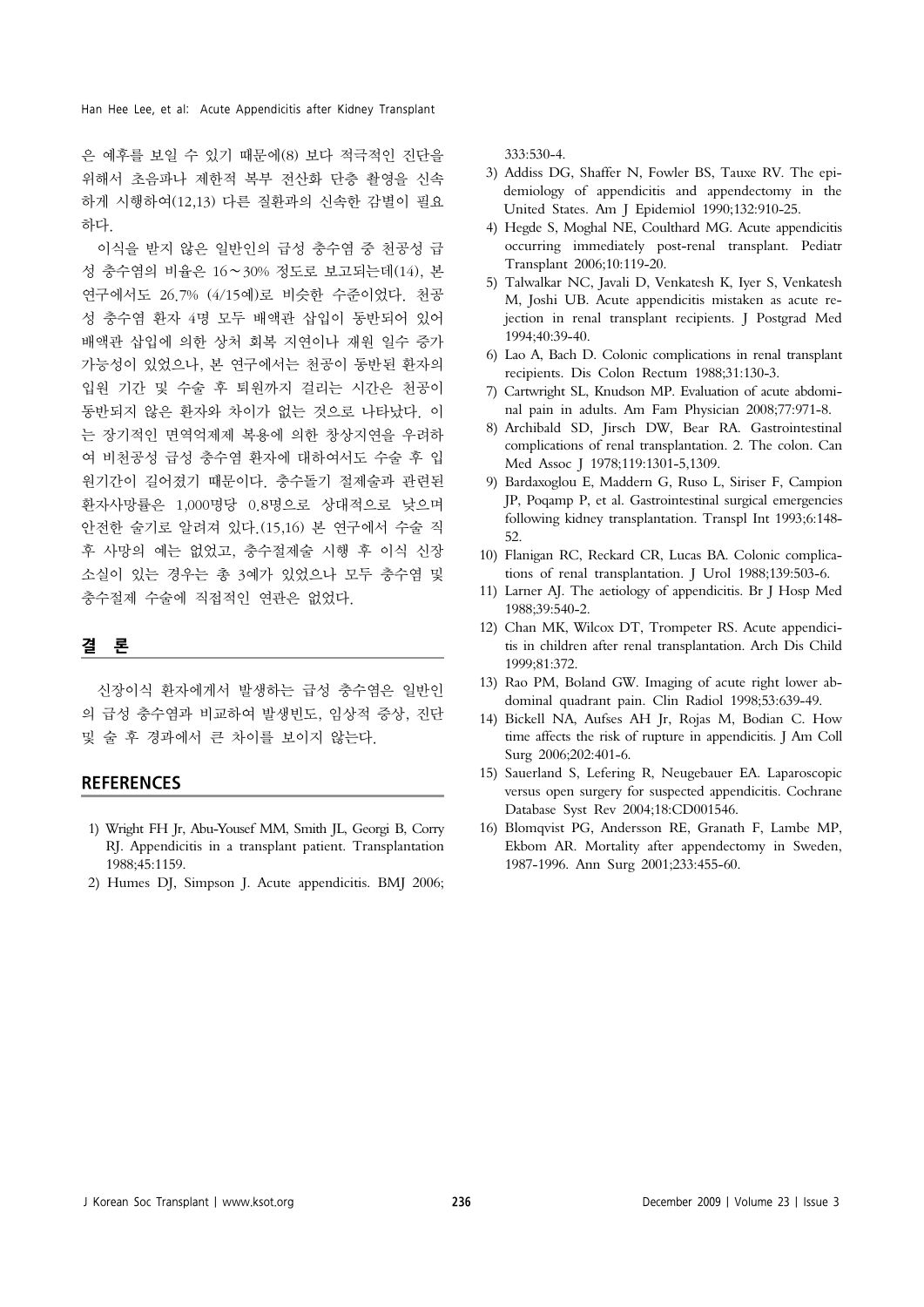은 예후를 보일 수 있기 때문에(8) 보다 적극적인 진단을 위해서 초음파나 제한적 복부 전산화 단층 촬영을 신속하게 시행하여(12,13) 다른 질환과의 신속한 감별이 필요하다.

이식을 받지 않은 일반인의 급성 충수염 중 천공성 급성 충수염의 비율은 16∼30% 정도로 보고되는데(14), 본 연구에서도 26.7% (4/15예)로 비슷한 수준이었다. 천공성 충수염 환자 4명 모두 배액관 삽입이 동반되어 있어 배액관 삽입에 의한 상처 회복 지연이나 재원 일수 증가 가능성이 있었으나, 본 연구에서는 천공이 동반된 환자의 입원 기간 및 수술 후 퇴원까지 걸리는 시간은 천공이 동반되지 않은 환자와 차이가 없는 것으로 나타났다. 이는 장기적인 면역억제제 복용에 의한 창상지연을 우려하여 비천공성 급성 충수염 환자에 대하여서도 수술 후 입원기간이 길어졌기 때문이다. 충수돌기 절제술과 관련된 환자사망률은 1,000명당 0.8명으로 상대적으로 낮으며 안전한 술기로 알려져 있다.(15,16) 본 연구에서 수술 직후 사망의 예는 없었고, 충수절제술 시행 후 이식 신장 소실이 있는 경우는 총 3예가 있었으나 모두 충수염 및 충수절제 수술에 직접적인 연관은 없었다.

## 결 론

신장이식 환자에게서 발생하는 급성 충수염은 일반인의 급성 충수염과 비교하여 발생빈도, 임상적 증상, 진단 및 술 후 경과에서 큰 차이를 보이지 않는다.

## REFERENCES

1) Wright FH Jr, Abu-Yousef MM, Smith JL, Georgi B, Corry RJ. Appendicitis in a transplant patient. Transplantation 1988;45:1159.
2) Humes DJ, Simpson J. Acute appendicitis. BMJ 2006;333:530-4.
3) Addiss DG, Shaffer N, Fowler BS, Tauxe RV. The epidemiology of appendicitis and appendectomy in the United States. Am J Epidemiol 1990;132:910-25.
4) Hegde S, Moghal NE, Coulthard MG. Acute appendicitis occurring immediately post-renal transplant. Pediatr Transplant 2006;10:119-20.
5) Talwalkar NC, Javali D, Venkatesh K, Iyer S, Venkatesh M, Joshi UB. Acute appendicitis mistaken as acute rejection in renal transplant recipients. J Postgrad Med 1994;40:39-40.
6) Lao A, Bach D. Colonic complications in renal transplant recipients. Dis Colon Rectum 1988;31:130-3.
7) Cartwright SL, Knudson MP. Evaluation of acute abdominal pain in adults. Am Fam Physician 2008;77:971-8.
8) Archibald SD, Jirsch DW, Bear RA. Gastrointestinal complications of renal transplantation. 2. The colon. Can Med Assoc J 1978;119:1301-5,1309.
9) Bardaxoglou E, Maddern G, Ruso L, Siriser F, Campion JP, Poqamp P, et al. Gastrointestinal surgical emergencies following kidney transplantation. Transpl Int 1993;6:148-52.
10) Flanigan RC, Reckard CR, Lucas BA. Colonic complications of renal transplantation. J Urol 1988;139:503-6.
11) Larner AJ. The aetiology of appendicitis. Br J Hosp Med 1988;39:540-2.
12) Chan MK, Wilcox DT, Trompeter RS. Acute appendicitis in children after renal transplantation. Arch Dis Child 1999;81:372.
13) Rao PM, Boland GW. Imaging of acute right lower abdominal quadrant pain. Clin Radiol 1998;53:639-49.
14) Bickell NA, Aufses AH Jr, Rojas M, Bodian C. How time affects the risk of rupture in appendicitis. J Am Coll Surg 2006;202:401-6.
15) Sauerland S, Lefering R, Neugebauer EA. Laparoscopic versus open surgery for suspected appendicitis. Cochrane Database Syst Rev 2004;18:CD001546.
16) Blomqvist PG, Andersson RE, Granath F, Lambe MP, Ekbom AR. Mortality after appendectomy in Sweden, 1987-1996. Ann Surg 2001;233:455-60.